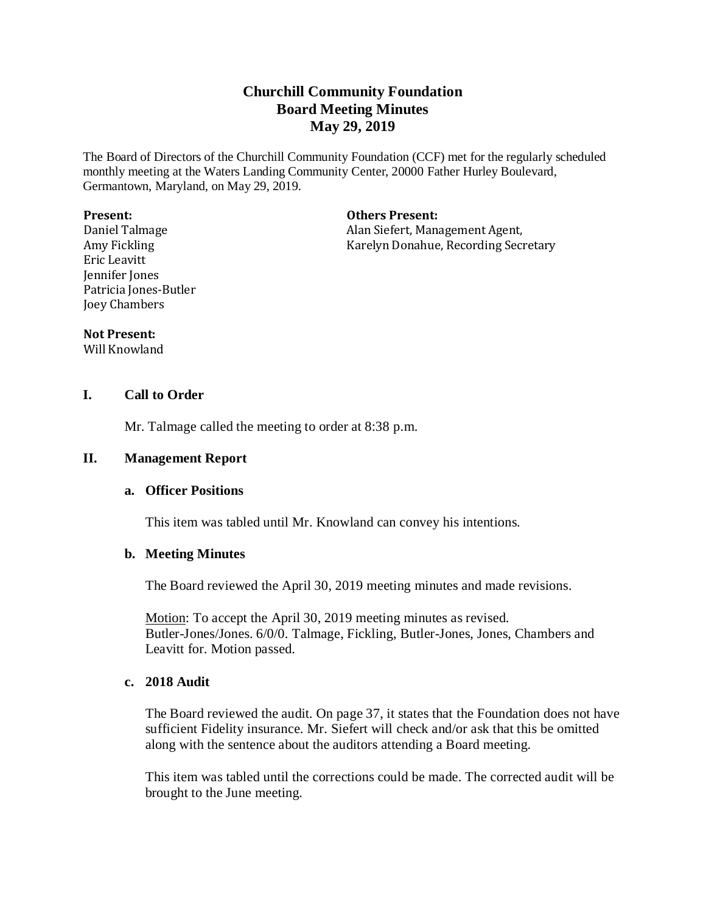# Churchill Community Foundation
## Board Meeting Minutes
## May 29, 2019

The Board of Directors of the Churchill Community Foundation (CCF) met for the regularly scheduled monthly meeting at the Waters Landing Community Center, 20000 Father Hurley Boulevard, Germantown, Maryland, on May 29, 2019.

**Present:**
Daniel Talmage
Amy Fickling
Eric Leavitt
Jennifer Jones
Patricia Jones-Butler
Joey Chambers

**Others Present:**
Alan Siefert, Management Agent,
Karelyn Donahue, Recording Secretary

**Not Present:**
Will Knowland

## I. Call to Order

Mr. Talmage called the meeting to order at 8:38 p.m.

## II. Management Report

### a. Officer Positions

This item was tabled until Mr. Knowland can convey his intentions.

### b. Meeting Minutes

The Board reviewed the April 30, 2019 meeting minutes and made revisions.

Motion: To accept the April 30, 2019 meeting minutes as revised. Butler-Jones/Jones. 6/0/0. Talmage, Fickling, Butler-Jones, Jones, Chambers and Leavitt for. Motion passed.

### c. 2018 Audit

The Board reviewed the audit. On page 37, it states that the Foundation does not have sufficient Fidelity insurance. Mr. Siefert will check and/or ask that this be omitted along with the sentence about the auditors attending a Board meeting.

This item was tabled until the corrections could be made. The corrected audit will be brought to the June meeting.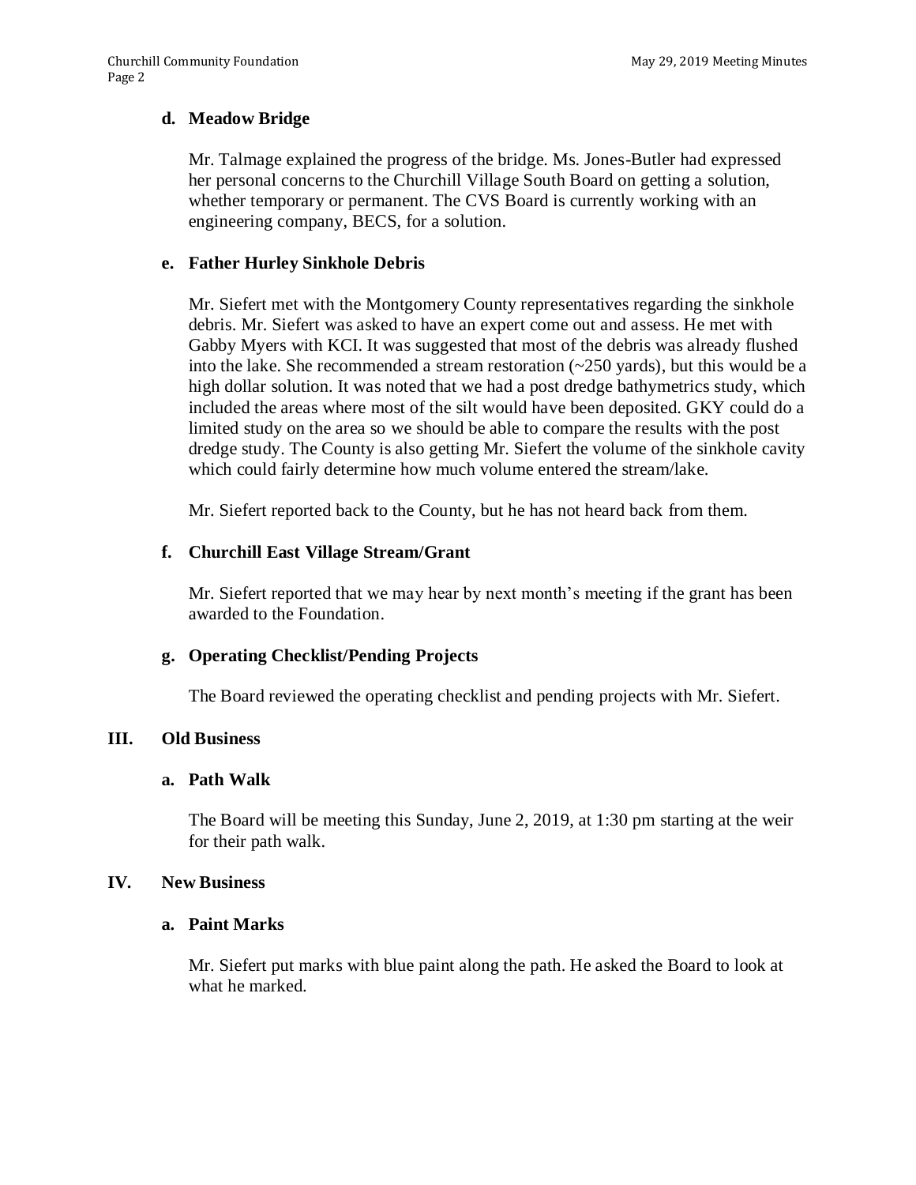### d. Meadow Bridge

Mr. Talmage explained the progress of the bridge. Ms. Jones-Butler had expressed her personal concerns to the Churchill Village South Board on getting a solution, whether temporary or permanent. The CVS Board is currently working with an engineering company, BECS, for a solution.

### e. Father Hurley Sinkhole Debris

Mr. Siefert met with the Montgomery County representatives regarding the sinkhole debris. Mr. Siefert was asked to have an expert come out and assess. He met with Gabby Myers with KCI. It was suggested that most of the debris was already flushed into the lake. She recommended a stream restoration (~250 yards), but this would be a high dollar solution. It was noted that we had a post dredge bathymetrics study, which included the areas where most of the silt would have been deposited. GKY could do a limited study on the area so we should be able to compare the results with the post dredge study. The County is also getting Mr. Siefert the volume of the sinkhole cavity which could fairly determine how much volume entered the stream/lake.

Mr. Siefert reported back to the County, but he has not heard back from them.

### f. Churchill East Village Stream/Grant

Mr. Siefert reported that we may hear by next month's meeting if the grant has been awarded to the Foundation.

### g. Operating Checklist/Pending Projects

The Board reviewed the operating checklist and pending projects with Mr. Siefert.

## III. Old Business

### a. Path Walk

The Board will be meeting this Sunday, June 2, 2019, at 1:30 pm starting at the weir for their path walk.

## IV. New Business

### a. Paint Marks

Mr. Siefert put marks with blue paint along the path. He asked the Board to look at what he marked.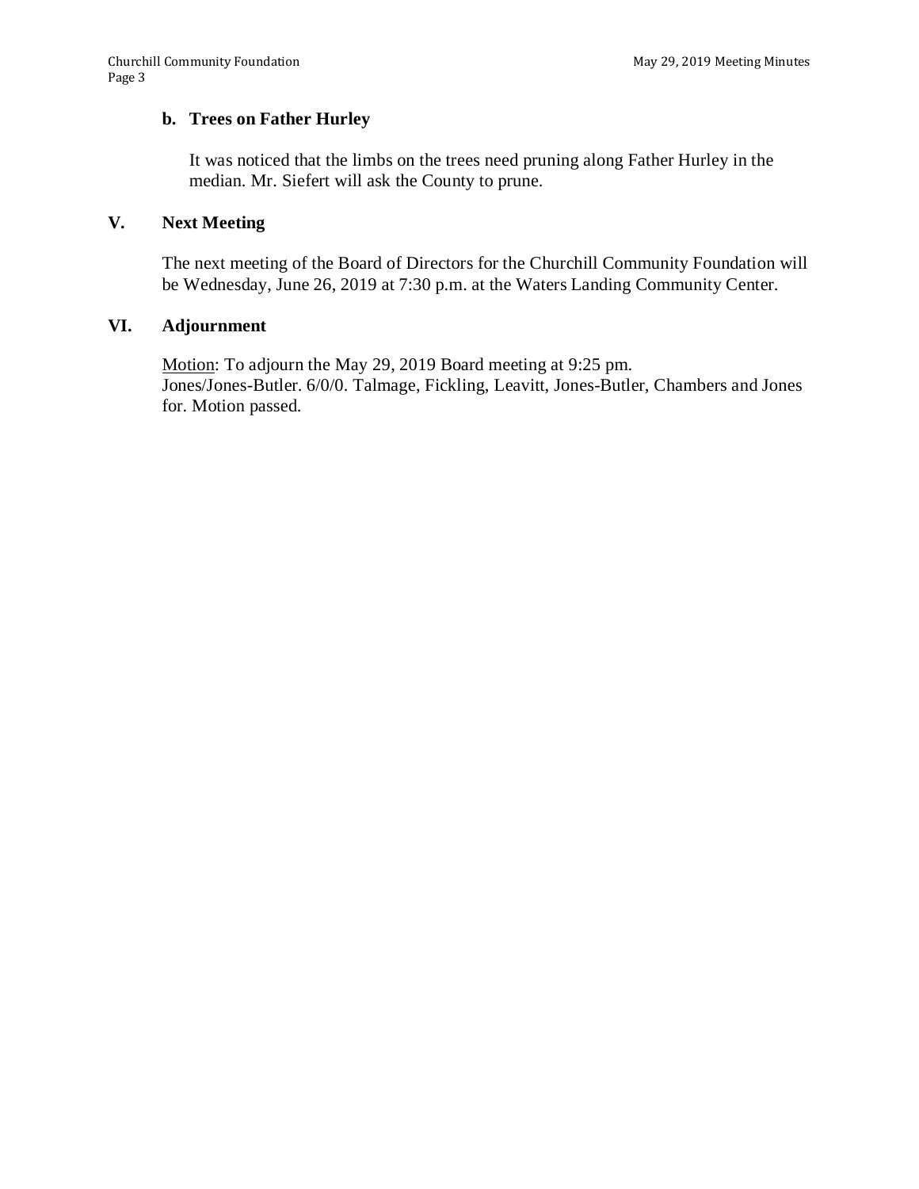**b. Trees on Father Hurley**

It was noticed that the limbs on the trees need pruning along Father Hurley in the median. Mr. Siefert will ask the County to prune.

## V. Next Meeting

The next meeting of the Board of Directors for the Churchill Community Foundation will be Wednesday, June 26, 2019 at 7:30 p.m. at the Waters Landing Community Center.

## VI. Adjournment

<u>Motion</u>: To adjourn the May 29, 2019 Board meeting at 9:25 pm.
Jones/Jones-Butler. 6/0/0. Talmage, Fickling, Leavitt, Jones-Butler, Chambers and Jones for. Motion passed.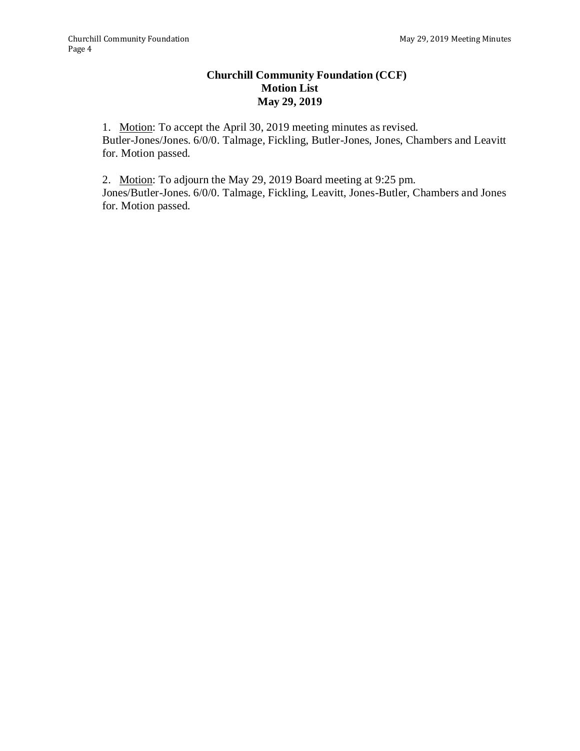**Churchill Community Foundation (CCF)**
**Motion List**
**May 29, 2019**

1. Motion: To accept the April 30, 2019 meeting minutes as revised.
Butler-Jones/Jones. 6/0/0. Talmage, Fickling, Butler-Jones, Jones, Chambers and Leavitt for. Motion passed.

2. Motion: To adjourn the May 29, 2019 Board meeting at 9:25 pm.
Jones/Butler-Jones. 6/0/0. Talmage, Fickling, Leavitt, Jones-Butler, Chambers and Jones for. Motion passed.